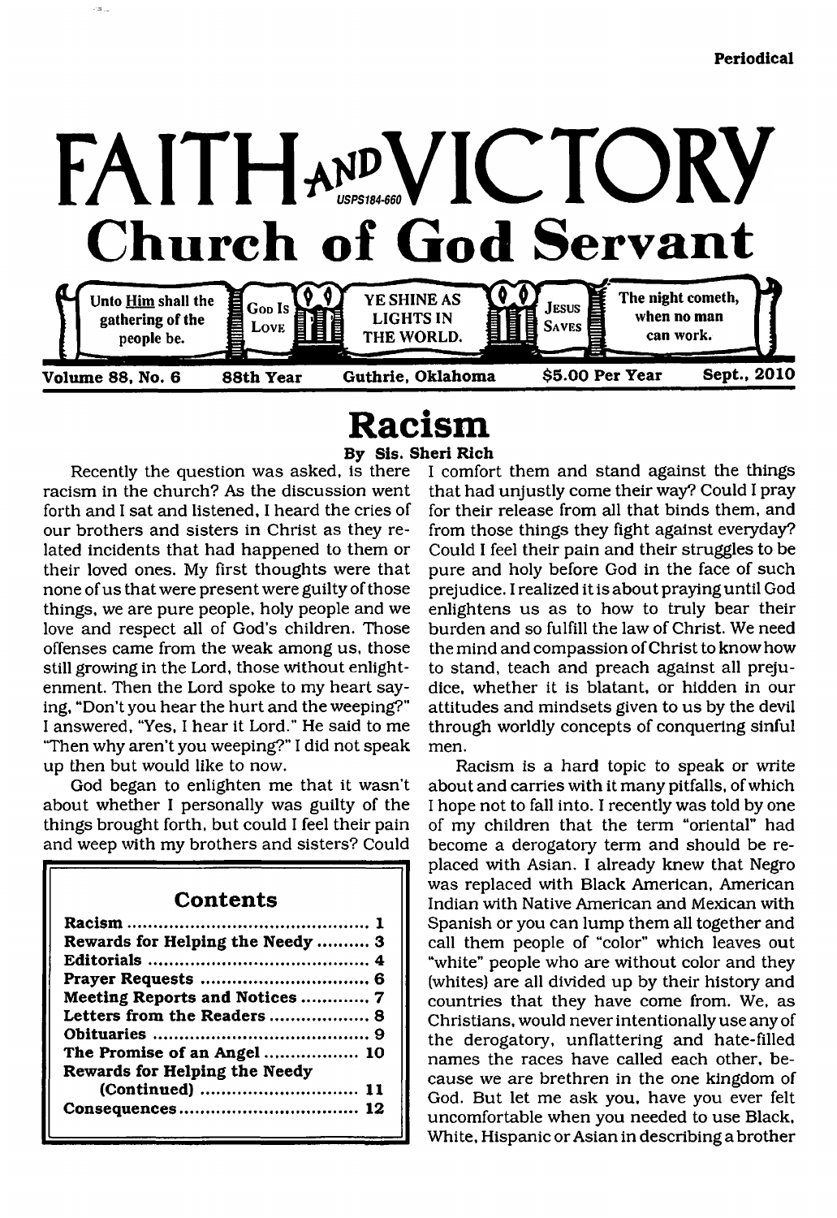Periodical

# FAITH AND VICTORY

USPS184-660

## Church of God Servant

Unto Him shall the gathering of the people be. | God Is Love | YE SHINE AS LIGHTS IN THE WORLD. | Jesus Saves | The night cometh, when no man can work.

Volume 88, No. 6 — 88th Year — Guthrie, Oklahoma — $5.00 Per Year — Sept., 2010

# Racism

**By Sis. Sheri Rich**

Recently the question was asked, is there racism in the church? As the discussion went forth and I sat and listened, I heard the cries of our brothers and sisters in Christ as they related incidents that had happened to them or their loved ones. My first thoughts were that none of us that were present were guilty of those things, we are pure people, holy people and we love and respect all of God's children. Those offenses came from the weak among us, those still growing in the Lord, those without enlightenment. Then the Lord spoke to my heart saying, "Don't you hear the hurt and the weeping?" I answered, "Yes, I hear it Lord." He said to me "Then why aren't you weeping?" I did not speak up then but would like to now.

God began to enlighten me that it wasn't about whether I personally was guilty of the things brought forth, but could I feel their pain and weep with my brothers and sisters? Could I comfort them and stand against the things that had unjustly come their way? Could I pray for their release from all that binds them, and from those things they fight against everyday? Could I feel their pain and their struggles to be pure and holy before God in the face of such prejudice. I realized it is about praying until God enlightens us as to how to truly bear their burden and so fulfill the law of Christ. We need the mind and compassion of Christ to know how to stand, teach and preach against all prejudice, whether it is blatant, or hidden in our attitudes and mindsets given to us by the devil through worldly concepts of conquering sinful men.

Racism is a hard topic to speak or write about and carries with it many pitfalls, of which I hope not to fall into. I recently was told by one of my children that the term "oriental" had become a derogatory term and should be replaced with Asian. I already knew that Negro was replaced with Black American, American Indian with Native American and Mexican with Spanish or you can lump them all together and call them people of "color" which leaves out "white" people who are without color and they (whites) are all divided up by their history and countries that they have come from. We, as Christians, would never intentionally use any of the derogatory, unflattering and hate-filled names the races have called each other, because we are brethren in the one kingdom of God. But let me ask you, have you ever felt uncomfortable when you needed to use Black, White, Hispanic or Asian in describing a brother

## Contents

| | |
|---|---|
| Racism | 1 |
| Rewards for Helping the Needy | 3 |
| Editorials | 4 |
| Prayer Requests | 6 |
| Meeting Reports and Notices | 7 |
| Letters from the Readers | 8 |
| Obituaries | 9 |
| The Promise of an Angel | 10 |
| Rewards for Helping the Needy (Continued) | 11 |
| Consequences | 12 |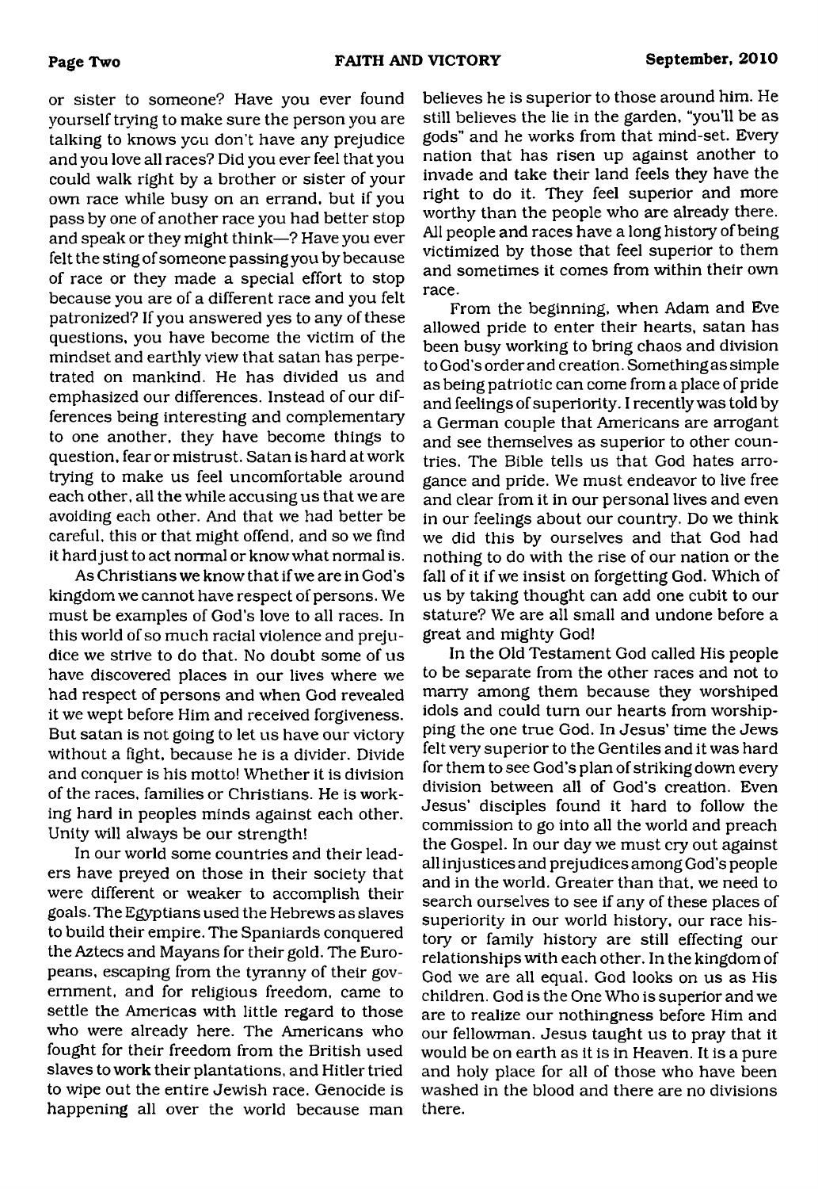or sister to someone? Have you ever found yourself trying to make sure the person you are talking to knows you don't have any prejudice and you love all races? Did you ever feel that you could walk right by a brother or sister of your own race while busy on an errand, but if you pass by one of another race you had better stop and speak or they might think—? Have you ever felt the sting of someone passing you by because of race or they made a special effort to stop because you are of a different race and you felt patronized? If you answered yes to any of these questions, you have become the victim of the mindset and earthly view that satan has perpetrated on mankind. He has divided us and emphasized our differences. Instead of our differences being interesting and complementary to one another, they have become things to question, fear or mistrust. Satan is hard at work trying to make us feel uncomfortable around each other, all the while accusing us that we are avoiding each other. And that we had better be careful, this or that might offend, and so we find it hard just to act normal or know what normal is.

As Christians we know that if we are in God's kingdom we cannot have respect of persons. We must be examples of God's love to all races. In this world of so much racial violence and prejudice we strive to do that. No doubt some of us have discovered places in our lives where we had respect of persons and when God revealed it we wept before Him and received forgiveness. But satan is not going to let us have our victory without a fight, because he is a divider. Divide and conquer is his motto! Whether it is division of the races, families or Christians. He is working hard in peoples minds against each other. Unity will always be our strength!

In our world some countries and their leaders have preyed on those in their society that were different or weaker to accomplish their goals. The Egyptians used the Hebrews as slaves to build their empire. The Spaniards conquered the Aztecs and Mayans for their gold. The Europeans, escaping from the tyranny of their government, and for religious freedom, came to settle the Americas with little regard to those who were already here. The Americans who fought for their freedom from the British used slaves to work their plantations, and Hitler tried to wipe out the entire Jewish race. Genocide is happening all over the world because man believes he is superior to those around him. He still believes the lie in the garden, "you'll be as gods" and he works from that mind-set. Every nation that has risen up against another to invade and take their land feels they have the right to do it. They feel superior and more worthy than the people who are already there. All people and races have a long history of being victimized by those that feel superior to them and sometimes it comes from within their own race.

From the beginning, when Adam and Eve allowed pride to enter their hearts, satan has been busy working to bring chaos and division to God's order and creation. Something as simple as being patriotic can come from a place of pride and feelings of superiority. I recently was told by a German couple that Americans are arrogant and see themselves as superior to other countries. The Bible tells us that God hates arrogance and pride. We must endeavor to live free and clear from it in our personal lives and even in our feelings about our country. Do we think we did this by ourselves and that God had nothing to do with the rise of our nation or the fall of it if we insist on forgetting God. Which of us by taking thought can add one cubit to our stature? We are all small and undone before a great and mighty God!

In the Old Testament God called His people to be separate from the other races and not to marry among them because they worshiped idols and could turn our hearts from worshipping the one true God. In Jesus' time the Jews felt very superior to the Gentiles and it was hard for them to see God's plan of striking down every division between all of God's creation. Even Jesus' disciples found it hard to follow the commission to go into all the world and preach the Gospel. In our day we must cry out against all injustices and prejudices among God's people and in the world. Greater than that, we need to search ourselves to see if any of these places of superiority in our world history, our race history or family history are still effecting our relationships with each other. In the kingdom of God we are all equal. God looks on us as His children. God is the One Who is superior and we are to realize our nothingness before Him and our fellowman. Jesus taught us to pray that it would be on earth as it is in Heaven. It is a pure and holy place for all of those who have been washed in the blood and there are no divisions there.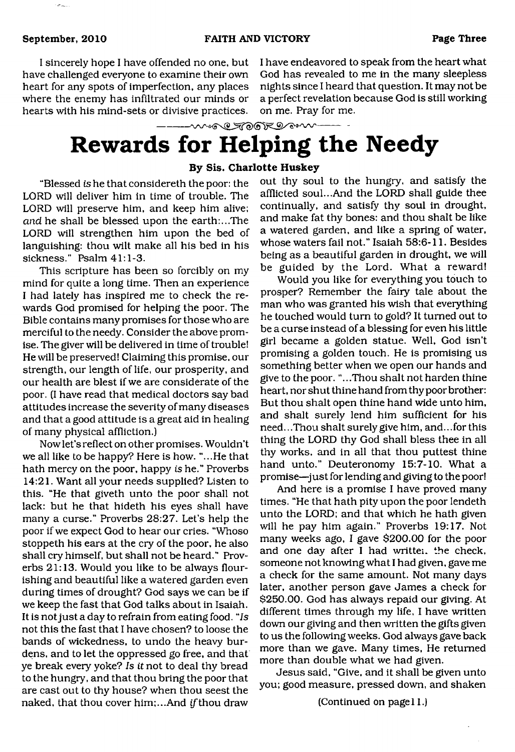I sincerely hope I have offended no one, but have challenged everyone to examine their own heart for any spots of imperfection, any places where the enemy has infiltrated our minds or hearts with his mind-sets or divisive practices. I have endeavored to speak from the heart what God has revealed to me in the many sleepless nights since I heard that question. It may not be a perfect revelation because God is still working on me. Pray for me.

# Rewards for Helping the Needy

**By Sis. Charlotte Huskey**

"Blessed *is* he that considereth the poor: the LORD will deliver him in time of trouble. The LORD will preserve him, and keep him alive; *and* he shall be blessed upon the earth:...The LORD will strengthen him upon the bed of languishing: thou wilt make all his bed in his sickness." Psalm 41:1-3.

This scripture has been so forcibly on my mind for quite a long time. Then an experience I had lately has inspired me to check the rewards God promised for helping the poor. The Bible contains many promises for those who are merciful to the needy. Consider the above promise. The giver will be delivered in time of trouble! He will be preserved! Claiming this promise, our strength, our length of life, our prosperity, and our health are blest if we are considerate of the poor. (I have read that medical doctors say bad attitudes increase the severity of many diseases and that a good attitude is a great aid in healing of many physical affliction.)

Now let's reflect on other promises. Wouldn't we all like to be happy? Here is how. "...He that hath mercy on the poor, happy *is* he." Proverbs 14:21. Want all your needs supplied? Listen to this. "He that giveth unto the poor shall not lack: but he that hideth his eyes shall have many a curse." Proverbs 28:27. Let's help the poor if we expect God to hear our cries. "Whoso stoppeth his ears at the cry of the poor, he also shall cry himself, but shall not be heard." Proverbs 21:13. Would you like to be always flourishing and beautiful like a watered garden even during times of drought? God says we can be if we keep the fast that God talks about in Isaiah. It is not just a day to refrain from eating food. "*Is* not this the fast that I have chosen? to loose the bands of wickedness, to undo the heavy burdens, and to let the oppressed go free, and that ye break every yoke? *Is it* not to deal thy bread to the hungry, and that thou bring the poor that are cast out to thy house? when thou seest the naked, that thou cover him;...And *if* thou draw out thy soul to the hungry, and satisfy the afflicted soul...And the LORD shall guide thee continually, and satisfy thy soul in drought, and make fat thy bones: and thou shalt be like a watered garden, and like a spring of water, whose waters fail not." Isaiah 58:6-11. Besides being as a beautiful garden in drought, we will be guided by the Lord. What a reward!

Would you like for everything you touch to prosper? Remember the fairy tale about the man who was granted his wish that everything he touched would turn to gold? It turned out to be a curse instead of a blessing for even his little girl became a golden statue. Well, God isn't promising a golden touch. He is promising us something better when we open our hands and give to the poor. "...Thou shalt not harden thine heart, nor shut thine hand from thy poor brother: But thou shalt open thine hand wide unto him, and shalt surely lend him sufficient for his need...Thou shalt surely give him, and...for this thing the LORD thy God shall bless thee in all thy works, and in all that thou puttest thine hand unto." Deuteronomy 15:7-10. What a promise—just for lending and giving to the poor!

And here is a promise I have proved many times. "He that hath pity upon the poor lendeth unto the LORD; and that which he hath given will he pay him again." Proverbs 19:17. Not many weeks ago, I gave $200.00 for the poor and one day after I had written the check, someone not knowing what I had given, gave me a check for the same amount. Not many days later, another person gave James a check for $250.00. God has always repaid our giving. At different times through my life, I have written down our giving and then written the gifts given to us the following weeks. God always gave back more than we gave. Many times, He returned more than double what we had given.

Jesus said, "Give, and it shall be given unto you; good measure, pressed down, and shaken

(Continued on page 11.)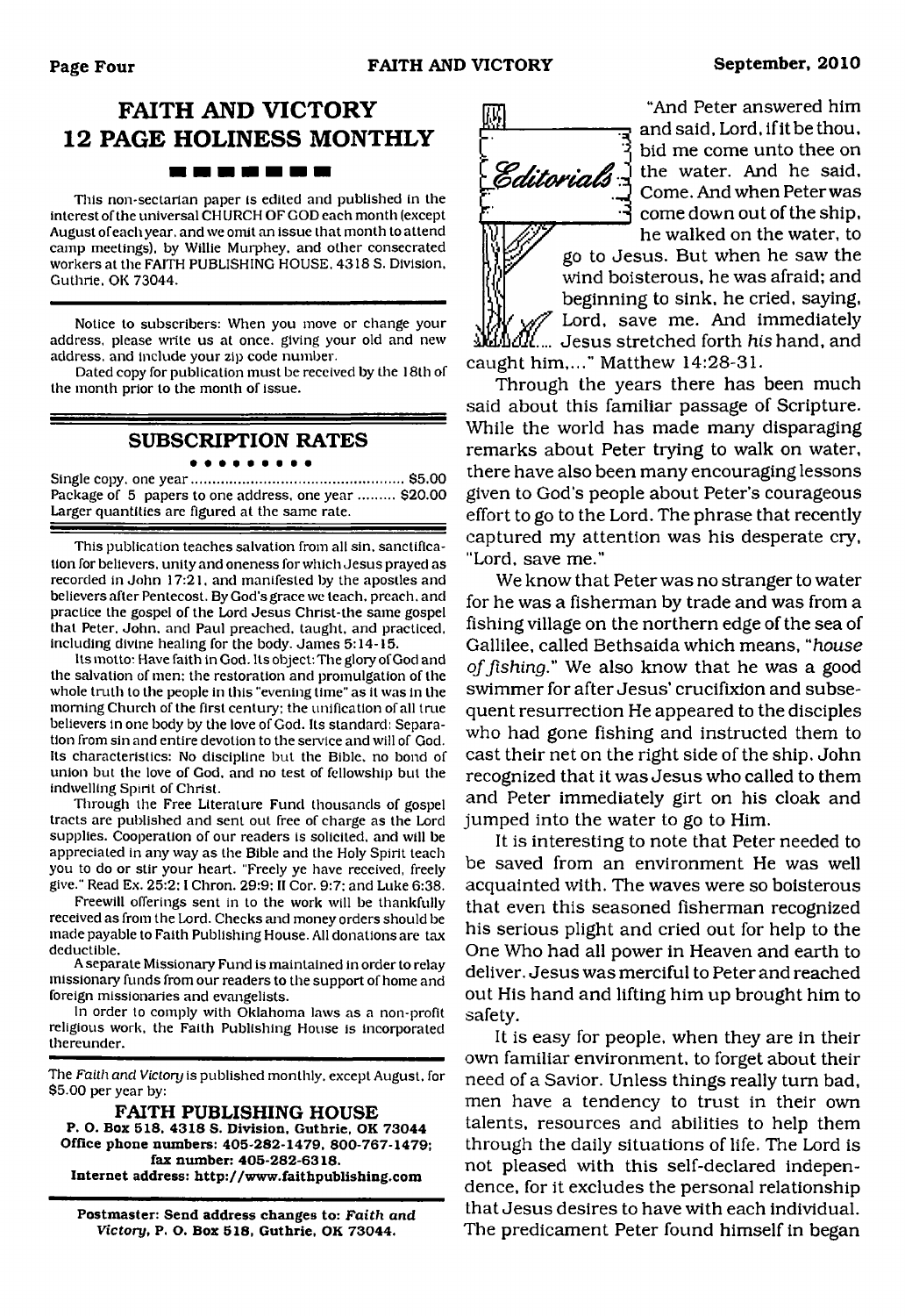## FAITH AND VICTORY
## 12 PAGE HOLINESS MONTHLY

This non-sectarian paper is edited and published in the interest of the universal CHURCH OF GOD each month (except August of each year, and we omit an issue that month to attend camp meetings), by Willie Murphey, and other consecrated workers at the FAITH PUBLISHING HOUSE, 4318 S. Division, Guthrie, OK 73044.

Notice to subscribers: When you move or change your address, please write us at once, giving your old and new address, and include your zip code number.

Dated copy for publication must be received by the 18th of the month prior to the month of issue.

### SUBSCRIPTION RATES

Single copy, one year .................................................. $5.00
Package of 5 papers to one address, one year ......... $20.00
Larger quantities are figured at the same rate.

This publication teaches salvation from all sin, sanctification for believers, unity and oneness for which Jesus prayed as recorded in John 17:21, and manifested by the apostles and believers after Pentecost. By God's grace we teach, preach, and practice the gospel of the Lord Jesus Christ-the same gospel that Peter, John, and Paul preached, taught, and practiced, including divine healing for the body. James 5:14-15.

Its motto: Have faith in God. Its object: The glory of God and the salvation of men: the restoration and promulgation of the whole truth to the people in this "evening time" as it was in the morning Church of the first century; the unification of all true believers in one body by the love of God. Its standard: Separation from sin and entire devotion to the service and will of God. Its characteristics: No discipline but the Bible, no bond of union but the love of God, and no test of fellowship but the indwelling Spirit of Christ.

Through the Free Literature Fund thousands of gospel tracts are published and sent out free of charge as the Lord supplies. Cooperation of our readers is solicited, and will be appreciated in any way as the Bible and the Holy Spirit teach you to do or stir your heart. "Freely ye have received, freely give." Read Ex. 25:2; I Chron. 29:9; II Cor. 9:7; and Luke 6:38.

Freewill offerings sent in to the work will be thankfully received as from the Lord. Checks and money orders should be made payable to Faith Publishing House. All donations are tax deductible.

A separate Missionary Fund is maintained in order to relay missionary funds from our readers to the support of home and foreign missionaries and evangelists.

In order to comply with Oklahoma laws as a non-profit religious work, the Faith Publishing House is incorporated thereunder.

The *Faith and Victory* is published monthly, except August, for $5.00 per year by:

**FAITH PUBLISHING HOUSE**
**P. O. Box 518, 4318 S. Division, Guthrie, OK 73044**
**Office phone numbers: 405-282-1479, 800-767-1479; fax number: 405-282-6318.**
**Internet address: http://www.faithpublishing.com**

**Postmaster: Send address changes to: *Faith and Victory*, P. O. Box 518, Guthrie, OK 73044.**

## Editorials

"And Peter answered him and said, Lord, if it be thou, bid me come unto thee on the water. And he said, Come. And when Peter was come down out of the ship, he walked on the water, to go to Jesus. But when he saw the wind boisterous, he was afraid; and beginning to sink, he cried, saying, Lord, save me. And immediately Jesus stretched forth *his* hand, and caught him,..." Matthew 14:28-31.

Through the years there has been much said about this familiar passage of Scripture. While the world has made many disparaging remarks about Peter trying to walk on water, there have also been many encouraging lessons given to God's people about Peter's courageous effort to go to the Lord. The phrase that recently captured my attention was his desperate cry, "Lord, save me."

We know that Peter was no stranger to water for he was a fisherman by trade and was from a fishing village on the northern edge of the sea of Gallilee, called Bethsaida which means, "*house of fishing*." We also know that he was a good swimmer for after Jesus' crucifixion and subsequent resurrection He appeared to the disciples who had gone fishing and instructed them to cast their net on the right side of the ship. John recognized that it was Jesus who called to them and Peter immediately girt on his cloak and jumped into the water to go to Him.

It is interesting to note that Peter needed to be saved from an environment He was well acquainted with. The waves were so boisterous that even this seasoned fisherman recognized his serious plight and cried out for help to the One Who had all power in Heaven and earth to deliver. Jesus was merciful to Peter and reached out His hand and lifting him up brought him to safety.

It is easy for people, when they are in their own familiar environment, to forget about their need of a Savior. Unless things really turn bad, men have a tendency to trust in their own talents, resources and abilities to help them through the daily situations of life. The Lord is not pleased with this self-declared independence, for it excludes the personal relationship that Jesus desires to have with each individual. The predicament Peter found himself in began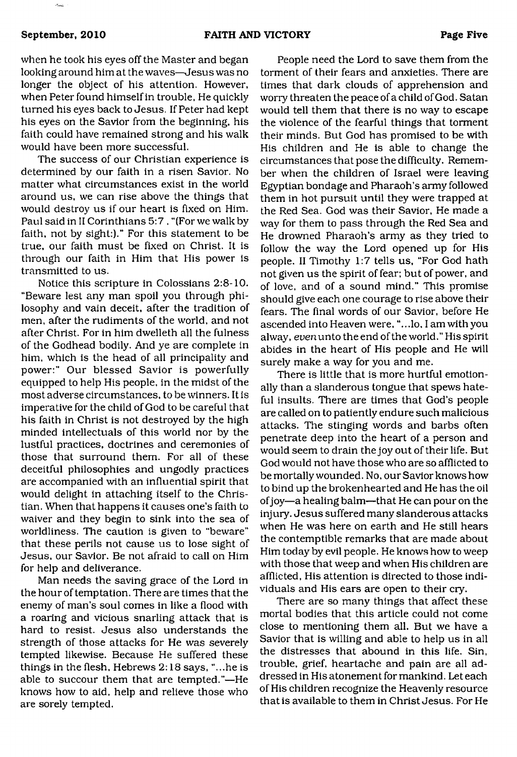when he took his eyes off the Master and began looking around him at the waves—Jesus was no longer the object of his attention. However, when Peter found himself in trouble, He quickly turned his eyes back to Jesus. If Peter had kept his eyes on the Savior from the beginning, his faith could have remained strong and his walk would have been more successful.

The success of our Christian experience is determined by our faith in a risen Savior. No matter what circumstances exist in the world around us, we can rise above the things that would destroy us if our heart is fixed on Him. Paul said in II Corinthians 5:7, "(For we walk by faith, not by sight:)." For this statement to be true, our faith must be fixed on Christ. It is through our faith in Him that His power is transmitted to us.

Notice this scripture in Colossians 2:8-10. "Beware lest any man spoil you through philosophy and vain deceit, after the tradition of men, after the rudiments of the world, and not after Christ. For in him dwelleth all the fulness of the Godhead bodily. And ye are complete in him, which is the head of all principality and power:" Our blessed Savior is powerfully equipped to help His people, in the midst of the most adverse circumstances, to be winners. It is imperative for the child of God to be careful that his faith in Christ is not destroyed by the high minded intellectuals of this world nor by the lustful practices, doctrines and ceremonies of those that surround them. For all of these deceitful philosophies and ungodly practices are accompanied with an influential spirit that would delight in attaching itself to the Christian. When that happens it causes one's faith to waiver and they begin to sink into the sea of worldliness. The caution is given to "beware" that these perils not cause us to lose sight of Jesus, our Savior. Be not afraid to call on Him for help and deliverance.

Man needs the saving grace of the Lord in the hour of temptation. There are times that the enemy of man's soul comes in like a flood with a roaring and vicious snarling attack that is hard to resist. Jesus also understands the strength of those attacks for He was severely tempted likewise. Because He suffered these things in the flesh, Hebrews 2:18 says, "...he is able to succour them that are tempted."—He knows how to aid, help and relieve those who are sorely tempted.

People need the Lord to save them from the torment of their fears and anxieties. There are times that dark clouds of apprehension and worry threaten the peace of a child of God. Satan would tell them that there is no way to escape the violence of the fearful things that torment their minds. But God has promised to be with His children and He is able to change the circumstances that pose the difficulty. Remember when the children of Israel were leaving Egyptian bondage and Pharaoh's army followed them in hot pursuit until they were trapped at the Red Sea. God was their Savior, He made a way for them to pass through the Red Sea and He drowned Pharaoh's army as they tried to follow the way the Lord opened up for His people. II Timothy 1:7 tells us, "For God hath not given us the spirit of fear; but of power, and of love, and of a sound mind." This promise should give each one courage to rise above their fears. The final words of our Savior, before He ascended into Heaven were, "...lo, I am with you alway, *even* unto the end of the world." His spirit abides in the heart of His people and He will surely make a way for you and me.

There is little that is more hurtful emotionally than a slanderous tongue that spews hateful insults. There are times that God's people are called on to patiently endure such malicious attacks. The stinging words and barbs often penetrate deep into the heart of a person and would seem to drain the joy out of their life. But God would not have those who are so afflicted to be mortally wounded. No, our Savior knows how to bind up the brokenhearted and He has the oil of joy—a healing balm—that He can pour on the injury. Jesus suffered many slanderous attacks when He was here on earth and He still hears the contemptible remarks that are made about Him today by evil people. He knows how to weep with those that weep and when His children are afflicted, His attention is directed to those individuals and His ears are open to their cry.

There are so many things that affect these mortal bodies that this article could not come close to mentioning them all. But we have a Savior that is willing and able to help us in all the distresses that abound in this life. Sin, trouble, grief, heartache and pain are all addressed in His atonement for mankind. Let each of His children recognize the Heavenly resource that is available to them in Christ Jesus. For He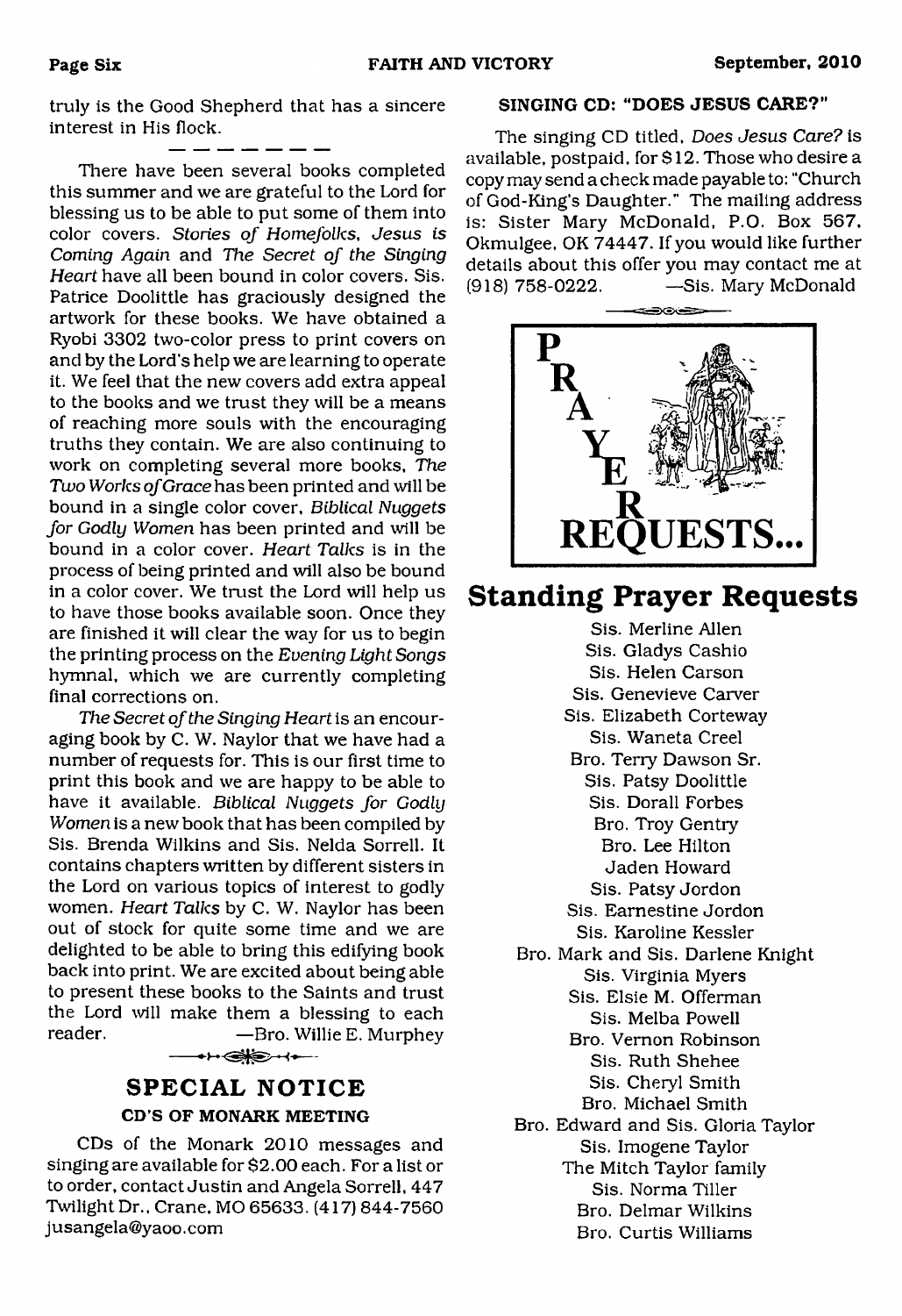truly is the Good Shepherd that has a sincere interest in His flock.

— — — — — —

There have been several books completed this summer and we are grateful to the Lord for blessing us to be able to put some of them into color covers. *Stories of Homefolks*, *Jesus is Coming Again* and *The Secret of the Singing Heart* have all been bound in color covers. Sis. Patrice Doolittle has graciously designed the artwork for these books. We have obtained a Ryobi 3302 two-color press to print covers on and by the Lord's help we are learning to operate it. We feel that the new covers add extra appeal to the books and we trust they will be a means of reaching more souls with the encouraging truths they contain. We are also continuing to work on completing several more books, *The Two Works of Grace* has been printed and will be bound in a single color cover, *Biblical Nuggets for Godly Women* has been printed and will be bound in a color cover. *Heart Talks* is in the process of being printed and will also be bound in a color cover. We trust the Lord will help us to have those books available soon. Once they are finished it will clear the way for us to begin the printing process on the *Evening Light Songs* hymnal, which we are currently completing final corrections on.

*The Secret of the Singing Heart* is an encouraging book by C. W. Naylor that we have had a number of requests for. This is our first time to print this book and we are happy to be able to have it available. *Biblical Nuggets for Godly Women* is a new book that has been compiled by Sis. Brenda Wilkins and Sis. Nelda Sorrell. It contains chapters written by different sisters in the Lord on various topics of interest to godly women. *Heart Talks* by C. W. Naylor has been out of stock for quite some time and we are delighted to be able to bring this edifying book back into print. We are excited about being able to present these books to the Saints and trust the Lord will make them a blessing to each reader. —Bro. Willie E. Murphey

## SPECIAL NOTICE

### CD'S OF MONARK MEETING

CDs of the Monark 2010 messages and singing are available for $2.00 each. For a list or to order, contact Justin and Angela Sorrell, 447 Twilight Dr., Crane, MO 65633. (417) 844-7560 jusangela@yaoo.com

### SINGING CD: "DOES JESUS CARE?"

The singing CD titled, *Does Jesus Care?* is available, postpaid, for $12. Those who desire a copy may send a check made payable to: "Church of God-King's Daughter." The mailing address is: Sister Mary McDonald, P.O. Box 567, Okmulgee, OK 74447. If you would like further details about this offer you may contact me at (918) 758-0222. —Sis. Mary McDonald

PRAYER REQUESTS...

## Standing Prayer Requests

Sis. Merline Allen
Sis. Gladys Cashio
Sis. Helen Carson
Sis. Genevieve Carver
Sis. Elizabeth Corteway
Sis. Waneta Creel
Bro. Terry Dawson Sr.
Sis. Patsy Doolittle
Sis. Dorall Forbes
Bro. Troy Gentry
Bro. Lee Hilton
Jaden Howard
Sis. Patsy Jordon
Sis. Earnestine Jordon
Sis. Karoline Kessler
Bro. Mark and Sis. Darlene Knight
Sis. Virginia Myers
Sis. Elsie M. Offerman
Sis. Melba Powell
Bro. Vernon Robinson
Sis. Ruth Shehee
Sis. Cheryl Smith
Bro. Michael Smith
Bro. Edward and Sis. Gloria Taylor
Sis. Imogene Taylor
The Mitch Taylor family
Sis. Norma Tiller
Bro. Delmar Wilkins
Bro. Curtis Williams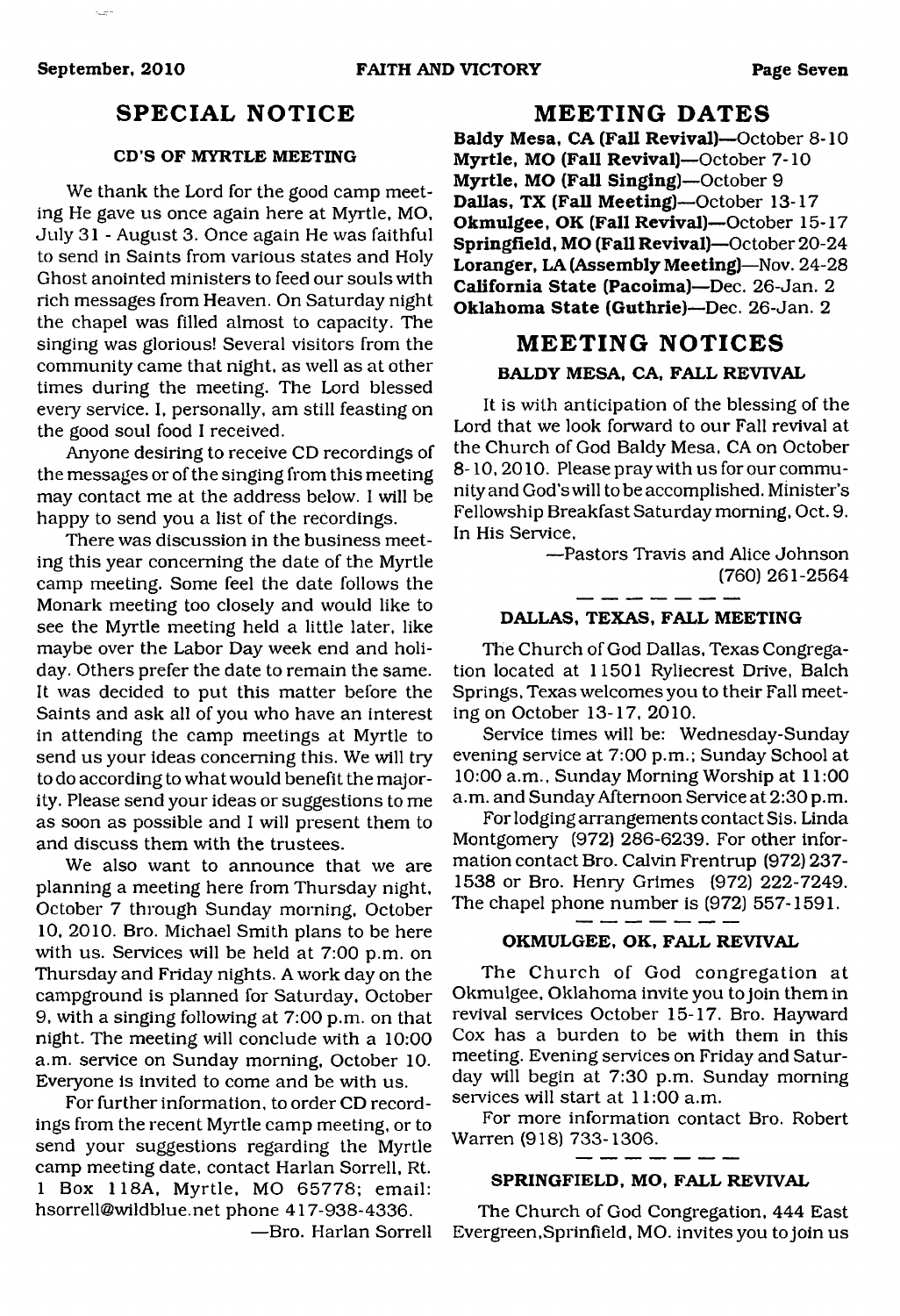## SPECIAL NOTICE

### CD'S OF MYRTLE MEETING

We thank the Lord for the good camp meeting He gave us once again here at Myrtle, MO, July 31 - August 3. Once again He was faithful to send in Saints from various states and Holy Ghost anointed ministers to feed our souls with rich messages from Heaven. On Saturday night the chapel was filled almost to capacity. The singing was glorious! Several visitors from the community came that night, as well as at other times during the meeting. The Lord blessed every service. I, personally, am still feasting on the good soul food I received.

Anyone desiring to receive CD recordings of the messages or of the singing from this meeting may contact me at the address below. I will be happy to send you a list of the recordings.

There was discussion in the business meeting this year concerning the date of the Myrtle camp meeting. Some feel the date follows the Monark meeting too closely and would like to see the Myrtle meeting held a little later, like maybe over the Labor Day week end and holiday. Others prefer the date to remain the same. It was decided to put this matter before the Saints and ask all of you who have an interest in attending the camp meetings at Myrtle to send us your ideas concerning this. We will try to do according to what would benefit the majority. Please send your ideas or suggestions to me as soon as possible and I will present them to and discuss them with the trustees.

We also want to announce that we are planning a meeting here from Thursday night, October 7 through Sunday morning, October 10, 2010. Bro. Michael Smith plans to be here with us. Services will be held at 7:00 p.m. on Thursday and Friday nights. A work day on the campground is planned for Saturday, October 9, with a singing following at 7:00 p.m. on that night. The meeting will conclude with a 10:00 a.m. service on Sunday morning, October 10. Everyone is invited to come and be with us.

For further information, to order CD recordings from the recent Myrtle camp meeting, or to send your suggestions regarding the Myrtle camp meeting date, contact Harlan Sorrell, Rt. 1 Box 118A, Myrtle, MO 65778; email: hsorrell@wildblue.net phone 417-938-4336.

—Bro. Harlan Sorrell

## MEETING DATES

**Baldy Mesa, CA (Fall Revival)**—October 8-10
**Myrtle, MO (Fall Revival)**—October 7-10
**Myrtle, MO (Fall Singing)**—October 9
**Dallas, TX (Fall Meeting)**—October 13-17
**Okmulgee, OK (Fall Revival)**—October 15-17
**Springfield, MO (Fall Revival)**—October 20-24
**Loranger, LA (Assembly Meeting)**—Nov. 24-28
**California State (Pacoima)**—Dec. 26-Jan. 2
**Oklahoma State (Guthrie)**—Dec. 26-Jan. 2

## MEETING NOTICES

### BALDY MESA, CA, FALL REVIVAL

It is with anticipation of the blessing of the Lord that we look forward to our Fall revival at the Church of God Baldy Mesa, CA on October 8-10, 2010. Please pray with us for our community and God's will to be accomplished. Minister's Fellowship Breakfast Saturday morning, Oct. 9. In His Service,

—Pastors Travis and Alice Johnson
(760) 261-2564

### DALLAS, TEXAS, FALL MEETING

The Church of God Dallas, Texas Congregation located at 11501 Ryliecrest Drive, Balch Springs, Texas welcomes you to their Fall meeting on October 13-17, 2010.

Service times will be: Wednesday-Sunday evening service at 7:00 p.m.; Sunday School at 10:00 a.m., Sunday Morning Worship at 11:00 a.m. and Sunday Afternoon Service at 2:30 p.m.

For lodging arrangements contact Sis. Linda Montgomery (972) 286-6239. For other information contact Bro. Calvin Frentrup (972) 237-1538 or Bro. Henry Grimes (972) 222-7249. The chapel phone number is (972) 557-1591.

### OKMULGEE, OK, FALL REVIVAL

The Church of God congregation at Okmulgee, Oklahoma invite you to join them in revival services October 15-17. Bro. Hayward Cox has a burden to be with them in this meeting. Evening services on Friday and Saturday will begin at 7:30 p.m. Sunday morning services will start at 11:00 a.m.

For more information contact Bro. Robert Warren (918) 733-1306.

### SPRINGFIELD, MO, FALL REVIVAL

The Church of God Congregation, 444 East Evergreen,Sprinfield, MO. invites you to join us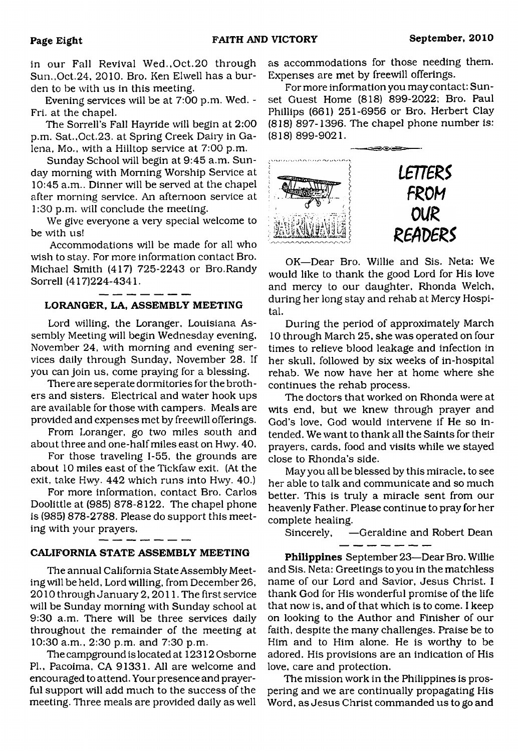in our Fall Revival Wed.,Oct.20 through Sun.,Oct.24, 2010. Bro. Ken Elwell has a burden to be with us in this meeting.

Evening services will be at 7:00 p.m. Wed. - Fri. at the chapel.

The Sorrell's Fall Hayride will begin at 2:00 p.m. Sat.,Oct.23, at Spring Creek Dairy in Galena, Mo., with a Hilltop service at 7:00 p.m.

Sunday School will begin at 9:45 a.m. Sunday morning with Morning Worship Service at 10:45 a.m.. Dinner will be served at the chapel after morning service. An afternoon service at 1:30 p.m. will conclude the meeting.

We give everyone a very special welcome to be with us!

Accommodations will be made for all who wish to stay. For more information contact Bro. Michael Smith (417) 725-2243 or Bro.Randy Sorrell (417)224-4341.

### LORANGER, LA, ASSEMBLY MEETING

Lord willing, the Loranger, Louisiana Assembly Meeting will begin Wednesday evening, November 24, with morning and evening services daily through Sunday, November 28. If you can join us, come praying for a blessing.

There are seperate dormitories for the brothers and sisters. Electrical and water hook ups are available for those with campers. Meals are provided and expenses met by freewill offerings.

From Loranger, go two miles south and about three and one-half miles east on Hwy. 40.

For those traveling I-55, the grounds are about 10 miles east of the Tickfaw exit. (At the exit, take Hwy. 442 which runs into Hwy. 40.)

For more information, contact Bro. Carlos Doolittle at (985) 878-8122. The chapel phone is (985) 878-2788. Please do support this meeting with your prayers.

### CALIFORNIA STATE ASSEMBLY MEETING

The annual California State Assembly Meeting will be held, Lord willing, from December 26, 2010 through January 2, 2011. The first service will be Sunday morning with Sunday school at 9:30 a.m. There will be three services daily throughout the remainder of the meeting at 10:30 a.m., 2:30 p.m. and 7:30 p.m.

The campground is located at 12312 Osborne Pl., Pacoima, CA 91331. All are welcome and encouraged to attend. Your presence and prayerful support will add much to the success of the meeting. Three meals are provided daily as well as accommodations for those needing them. Expenses are met by freewill offerings.

For more information you may contact: Sunset Guest Home (818) 899-2022; Bro. Paul Phillips (661) 251-6956 or Bro. Herbert Clay (818) 897-1396. The chapel phone number is: (818) 899-9021.

## LETTERS FROM OUR READERS

OK—Dear Bro. Willie and Sis. Neta: We would like to thank the good Lord for His love and mercy to our daughter, Rhonda Welch, during her long stay and rehab at Mercy Hospital.

During the period of approximately March 10 through March 25, she was operated on four times to relieve blood leakage and infection in her skull, followed by six weeks of in-hospital rehab. We now have her at home where she continues the rehab process.

The doctors that worked on Rhonda were at wits end, but we knew through prayer and God's love, God would intervene if He so intended. We want to thank all the Saints for their prayers, cards, food and visits while we stayed close to Rhonda's side.

May you all be blessed by this miracle, to see her able to talk and communicate and so much better. This is truly a miracle sent from our heavenly Father. Please continue to pray for her complete healing.

Sincerely, —Geraldine and Robert Dean

**Philippines** September 23—Dear Bro. Willie and Sis. Neta: Greetings to you in the matchless name of our Lord and Savior, Jesus Christ. I thank God for His wonderful promise of the life that now is, and of that which is to come. I keep on looking to the Author and Finisher of our faith, despite the many challenges. Praise be to Him and to Him alone. He is worthy to be adored. His provisions are an indication of His love, care and protection.

The mission work in the Philippines is prospering and we are continually propagating His Word, as Jesus Christ commanded us to go and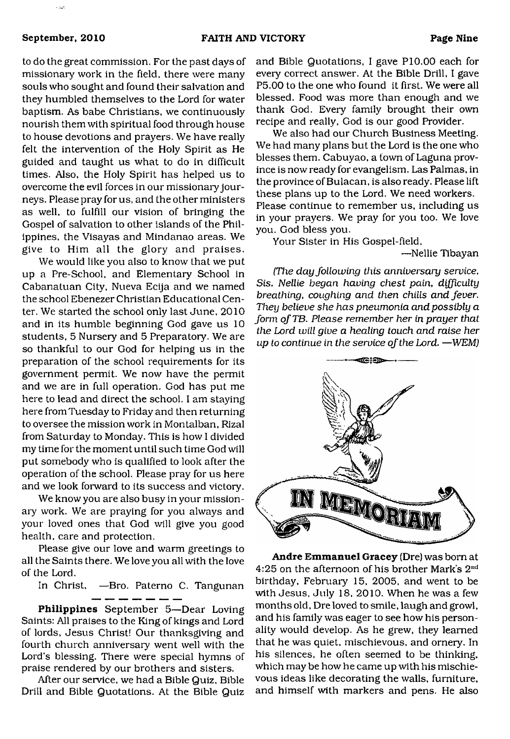to do the great commission. For the past days of missionary work in the field, there were many souls who sought and found their salvation and they humbled themselves to the Lord for water baptism. As babe Christians, we continuously nourish them with spiritual food through house to house devotions and prayers. We have really felt the intervention of the Holy Spirit as He guided and taught us what to do in difficult times. Also, the Holy Spirit has helped us to overcome the evil forces in our missionary journeys. Please pray for us, and the other ministers as well, to fulfill our vision of bringing the Gospel of salvation to other islands of the Philippines, the Visayas and Mindanao areas. We give to Him all the glory and praises.

We would like you also to know that we put up a Pre-School, and Elementary School in Cabanatuan City, Nueva Ecija and we named the school Ebenezer Christian Educational Center. We started the school only last June, 2010 and in its humble beginning God gave us 10 students, 5 Nursery and 5 Preparatory. We are so thankful to our God for helping us in the preparation of the school requirements for its government permit. We now have the permit and we are in full operation. God has put me here to lead and direct the school. I am staying here from Tuesday to Friday and then returning to oversee the mission work in Montalban, Rizal from Saturday to Monday. This is how I divided my time for the moment until such time God will put somebody who is qualified to look after the operation of the school. Please pray for us here and we look forward to its success and victory.

We know you are also busy in your missionary work. We are praying for you always and your loved ones that God will give you good health, care and protection.

Please give our love and warm greetings to all the Saints there. We love you all with the love of the Lord.

In Christ, —Bro. Paterno C. Tangunan

— — — — — — —

**Philippines** September 5—Dear Loving Saints: All praises to the King of kings and Lord of lords, Jesus Christ! Our thanksgiving and fourth church anniversary went well with the Lord's blessing. There were special hymns of praise rendered by our brothers and sisters.

After our service, we had a Bible Quiz, Bible Drill and Bible Quotations. At the Bible Quiz and Bible Quotations, I gave P10.00 each for every correct answer. At the Bible Drill, I gave P5.00 to the one who found it first. We were all blessed. Food was more than enough and we thank God. Every family brought their own recipe and really, God is our good Provider.

We also had our Church Business Meeting. We had many plans but the Lord is the one who blesses them. Cabuyao, a town of Laguna province is now ready for evangelism. Las Palmas, in the province of Bulacan, is also ready. Please lift these plans up to the Lord. We need workers. Please continue to remember us, including us in your prayers. We pray for you too. We love you. God bless you.

Your Sister in His Gospel-field,

—Nellie Tibayan

*(The day following this anniversary service, Sis. Nellie began having chest pain, difficulty breathing, coughing and then chills and fever. They believe she has pneumonia and possibly a form of TB. Please remember her in prayer that the Lord will give a healing touch and raise her up to continue in the service of the Lord. —WEM)*

## IN MEMORIAM

**Andre Emmanuel Gracey** (Dre) was born at 4:25 on the afternoon of his brother Mark's 2nd birthday, February 15, 2005, and went to be with Jesus, July 18, 2010. When he was a few months old, Dre loved to smile, laugh and growl, and his family was eager to see how his personality would develop. As he grew, they learned that he was quiet, mischievous, and ornery. In his silences, he often seemed to be thinking, which may be how he came up with his mischievous ideas like decorating the walls, furniture, and himself with markers and pens. He also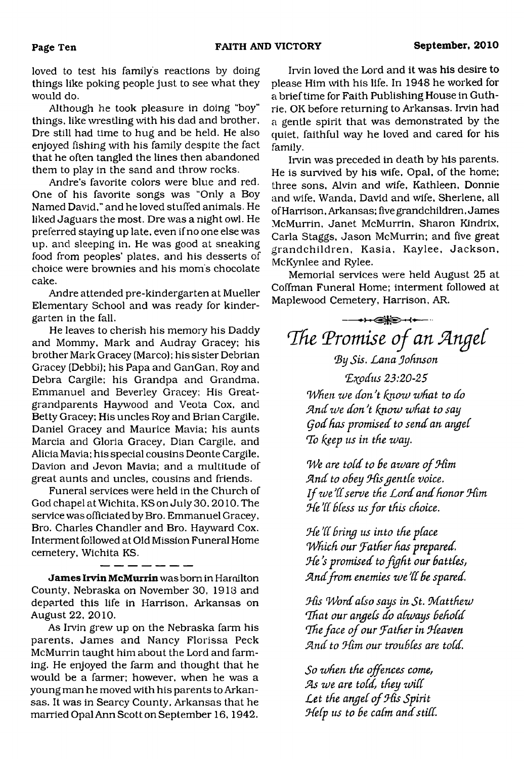loved to test his family's reactions by doing things like poking people just to see what they would do.

Although he took pleasure in doing "boy" things, like wrestling with his dad and brother, Dre still had time to hug and be held. He also enjoyed fishing with his family despite the fact that he often tangled the lines then abandoned them to play in the sand and throw rocks.

Andre's favorite colors were blue and red. One of his favorite songs was "Only a Boy Named David," and he loved stuffed animals. He liked Jaguars the most. Dre was a night owl. He preferred staying up late, even if no one else was up, and sleeping in. He was good at sneaking food from peoples' plates, and his desserts of choice were brownies and his mom's chocolate cake.

Andre attended pre-kindergarten at Mueller Elementary School and was ready for kindergarten in the fall.

He leaves to cherish his memory his Daddy and Mommy, Mark and Audray Gracey; his brother Mark Gracey (Marco); his sister Debrian Gracey (Debbi); his Papa and GanGan, Roy and Debra Cargile; his Grandpa and Grandma, Emmanuel and Beverley Gracey; His Great-grandparents Haywood and Veota Cox, and Betty Gracey; His uncles Roy and Brian Cargile, Daniel Gracey and Maurice Mavia; his aunts Marcia and Gloria Gracey, Dian Cargile, and Alicia Mavia; his special cousins Deonte Cargile, Davion and Jevon Mavia; and a multitude of great aunts and uncles, cousins and friends.

Funeral services were held in the Church of God chapel at Wichita, KS on July 30, 2010. The service was officiated by Bro. Emmanuel Gracey, Bro. Charles Chandler and Bro. Hayward Cox. Interment followed at Old Mission Funeral Home cemetery, Wichita KS.

---

**James Irvin McMurrin** was born in Hamilton County, Nebraska on November 30, 1918 and departed this life in Harrison, Arkansas on August 22, 2010.

As Irvin grew up on the Nebraska farm his parents, James and Nancy Florissa Peck McMurrin taught him about the Lord and farming. He enjoyed the farm and thought that he would be a farmer; however, when he was a young man he moved with his parents to Arkansas. It was in Searcy County, Arkansas that he married Opal Ann Scott on September 16, 1942.

Irvin loved the Lord and it was his desire to please Him with his life. In 1948 he worked for a brief time for Faith Publishing House in Guthrie, OK before returning to Arkansas. Irvin had a gentle spirit that was demonstrated by the quiet, faithful way he loved and cared for his family.

Irvin was preceded in death by his parents. He is survived by his wife, Opal, of the home; three sons, Alvin and wife, Kathleen, Donnie and wife, Wanda, David and wife, Sherlene, all of Harrison, Arkansas; five grandchildren, James McMurrin, Janet McMurrin, Sharon Kindrix, Carla Staggs, Jason McMurrin; and five great grandchildren, Kasia, Kaylee, Jackson, McKynlee and Rylee.

Memorial services were held August 25 at Coffman Funeral Home; interment followed at Maplewood Cemetery, Harrison, AR.

## *The Promise of an Angel*

*By Sis. Lana Johnson*

*Exodus 23:20-25*

*When we don't know what to do*
*And we don't know what to say*
*God has promised to send an angel*
*To keep us in the way.*

*We are told to be aware of Him*
*And to obey His gentle voice.*
*If we'll serve the Lord and honor Him*
*He'll bless us for this choice.*

*He'll bring us into the place*
*Which our Father has prepared.*
*He's promised to fight our battles,*
*And from enemies we'll be spared.*

*His Word also says in St. Matthew*
*That our angels do always behold*
*The face of our Father in Heaven*
*And to Him our troubles are told.*

*So when the offences come,*
*As we are told, they will*
*Let the angel of His Spirit*
*Help us to be calm and still.*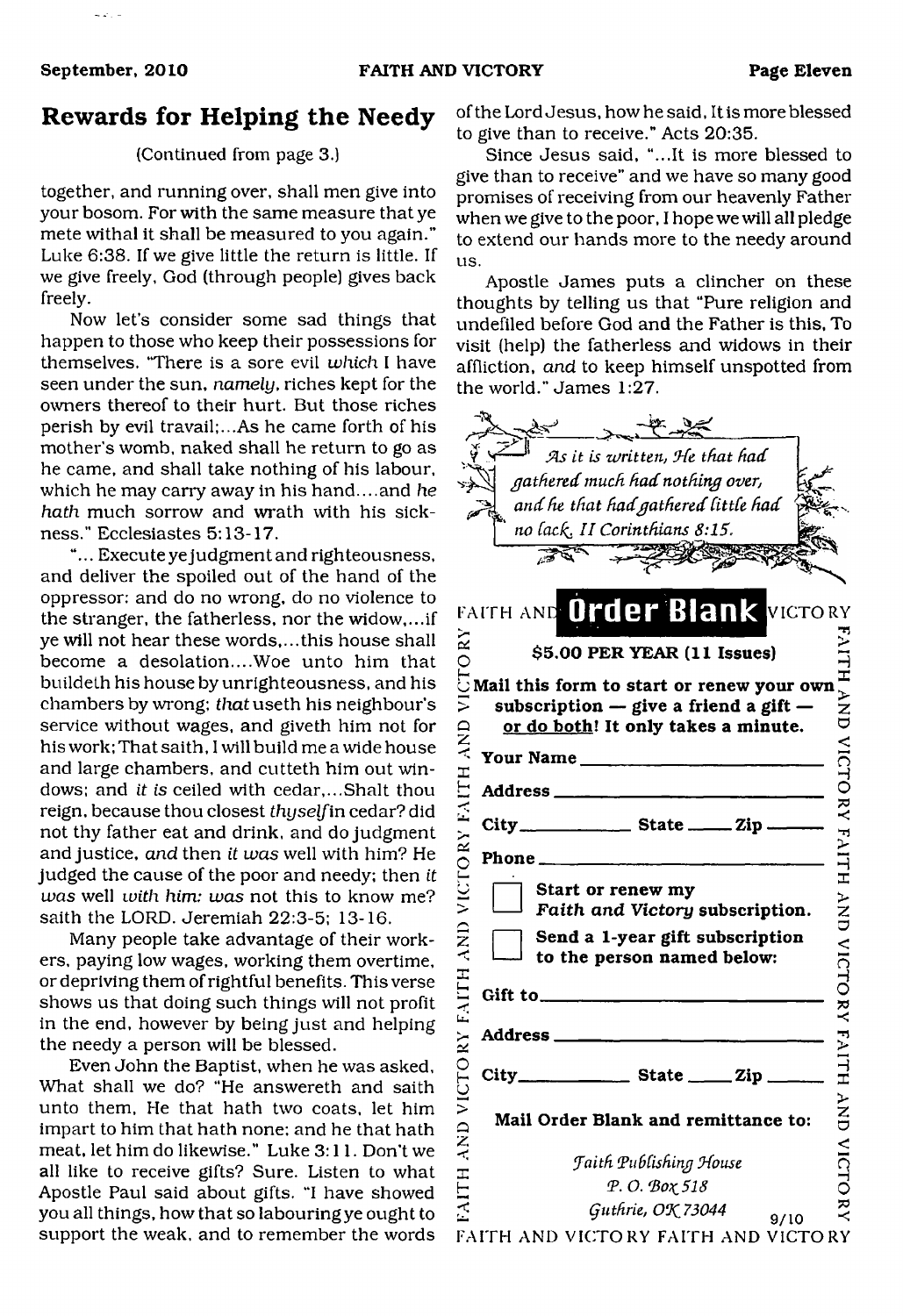## Rewards for Helping the Needy

(Continued from page 3.)

together, and running over, shall men give into your bosom. For with the same measure that ye mete withal it shall be measured to you again." Luke 6:38. If we give little the return is little. If we give freely, God (through people) gives back freely.

Now let's consider some sad things that happen to those who keep their possessions for themselves. "There is a sore evil *which* I have seen under the sun, *namely*, riches kept for the owners thereof to their hurt. But those riches perish by evil travail;...As he came forth of his mother's womb, naked shall he return to go as he came, and shall take nothing of his labour, which he may carry away in his hand....and *he hath* much sorrow and wrath with his sickness." Ecclesiastes 5:13-17.

"... Execute ye judgment and righteousness, and deliver the spoiled out of the hand of the oppressor: and do no wrong, do no violence to the stranger, the fatherless, nor the widow,...if ye will not hear these words,...this house shall become a desolation....Woe unto him that buildeth his house by unrighteousness, and his chambers by wrong; *that* useth his neighbour's service without wages, and giveth him not for his work; That saith, I will build me a wide house and large chambers, and cutteth him out windows; and *it is* ceiled with cedar,...Shalt thou reign, because thou closest *thyself* in cedar? did not thy father eat and drink, and do judgment and justice, *and* then *it was* well with him? He judged the cause of the poor and needy; then *it was* well *with him: was* not this to know me? saith the LORD. Jeremiah 22:3-5; 13-16.

Many people take advantage of their workers, paying low wages, working them overtime, or depriving them of rightful benefits. This verse shows us that doing such things will not profit in the end, however by being just and helping the needy a person will be blessed.

Even John the Baptist, when he was asked, What shall we do? "He answereth and saith unto them, He that hath two coats, let him impart to him that hath none; and he that hath meat, let him do likewise." Luke 3:11. Don't we all like to receive gifts? Sure. Listen to what Apostle Paul said about gifts. "I have showed you all things, how that so labouring ye ought to support the weak, and to remember the words of the Lord Jesus, how he said, It is more blessed to give than to receive." Acts 20:35.

Since Jesus said, "...It is more blessed to give than to receive" and we have so many good promises of receiving from our heavenly Father when we give to the poor, I hope we will all pledge to extend our hands more to the needy around us.

Apostle James puts a clincher on these thoughts by telling us that "Pure religion and undefiled before God and the Father is this, To visit (help) the fatherless and widows in their affliction, *and* to keep himself unspotted from the world." James 1:27.

*As it is written, He that had gathered much had nothing over, and he that had gathered little had no lack. II Corinthians 8:15.*

## Order Blank

**$5.00 PER YEAR (11 Issues)**

**Mail this form to start or renew your own subscription — give a friend a gift — or do both! It only takes a minute.**

**Your Name** ____________________

**Address** ____________________

**City** __________ **State** _____ **Zip** _____

**Phone** ____________________

☐ **Start or renew my *Faith and Victory* subscription.**

☐ **Send a 1-year gift subscription to the person named below:**

**Gift to** ____________________

**Address** ____________________

**City** __________ **State** _____ **Zip** _____

**Mail Order Blank and remittance to:**

*Faith Publishing House*
*P. O. Box 518*
*Guthrie, OK 73044*

9/10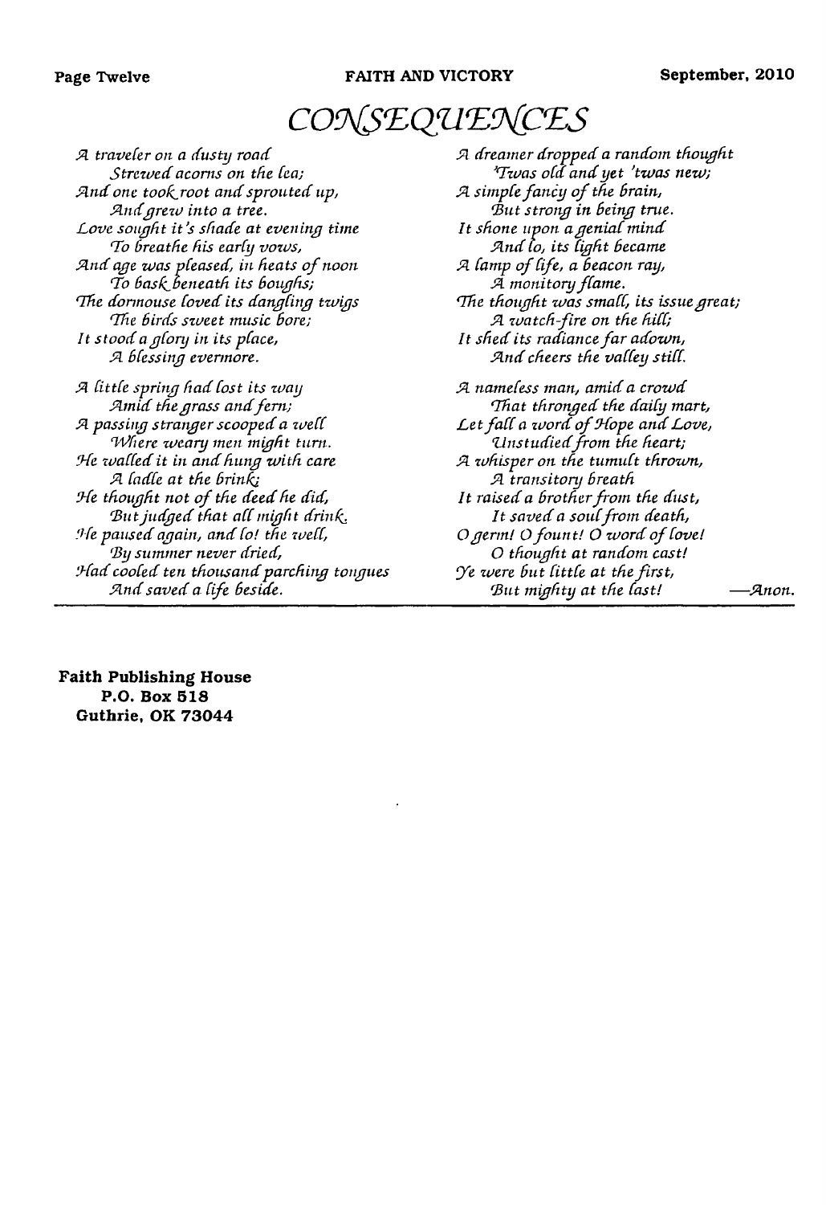# *CONSEQUENCES*

*A traveler on a dusty road*
*Strewed acorns on the lea;*
*And one took root and sprouted up,*
*And grew into a tree.*
*Love sought it's shade at evening time*
*To breathe his early vows,*
*And age was pleased, in heats of noon*
*To bask beneath its boughs;*
*The dormouse loved its dangling twigs*
*The birds sweet music bore;*
*It stood a glory in its place,*
*A blessing evermore.*

*A little spring had lost its way*
*Amid the grass and fern;*
*A passing stranger scooped a well*
*Where weary men might turn.*
*He walled it in and hung with care*
*A ladle at the brink;*
*He thought not of the deed he did,*
*But judged that all might drink.*
*He paused again, and lo! the well,*
*By summer never dried,*
*Had cooled ten thousand parching tongues*
*And saved a life beside.*

*A dreamer dropped a random thought*
*'Twas old and yet 'twas new;*
*A simple fancy of the brain,*
*But strong in being true.*
*It shone upon a genial mind*
*And lo, its light became*
*A lamp of life, a beacon ray,*
*A monitory flame.*
*The thought was small, its issue great;*
*A watch-fire on the hill;*
*It shed its radiance far adown,*
*And cheers the valley still.*

*A nameless man, amid a crowd*
*That thronged the daily mart,*
*Let fall a word of Hope and Love,*
*Unstudied from the heart;*
*A whisper on the tumult thrown,*
*A transitory breath*
*It raised a brother from the dust,*
*It saved a soul from death,*
*O germ! O fount! O word of love!*
*O thought at random cast!*
*Ye were but little at the first,*
*But mighty at the last!*

—*Anon.*

---

**Faith Publishing House**
**P.O. Box 518**
**Guthrie, OK 73044**